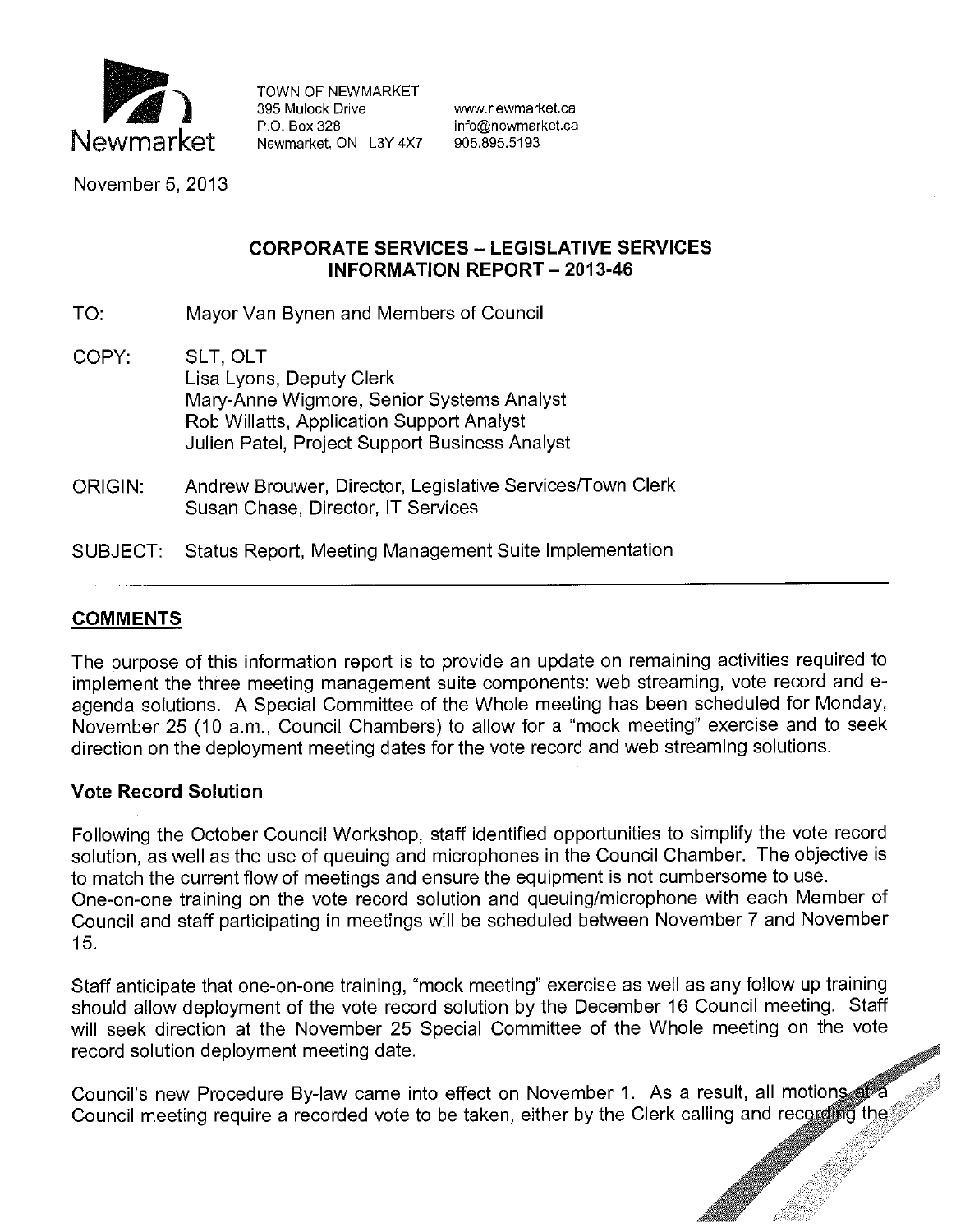Newmarket

TOWN OF NEWMARKET
395 Mulock Drive
P.O. Box 328
Newmarket, ON L3Y 4X7

www.newmarket.ca
info@newmarket.ca
905.895.5193

November 5, 2013

**CORPORATE SERVICES – LEGISLATIVE SERVICES**
**INFORMATION REPORT – 2013-46**

TO: Mayor Van Bynen and Members of Council

COPY: SLT, OLT
Lisa Lyons, Deputy Clerk
Mary-Anne Wigmore, Senior Systems Analyst
Rob Willatts, Application Support Analyst
Julien Patel, Project Support Business Analyst

ORIGIN: Andrew Brouwer, Director, Legislative Services/Town Clerk
Susan Chase, Director, IT Services

SUBJECT: Status Report, Meeting Management Suite Implementation

---

## COMMENTS

The purpose of this information report is to provide an update on remaining activities required to implement the three meeting management suite components: web streaming, vote record and e-agenda solutions. A Special Committee of the Whole meeting has been scheduled for Monday, November 25 (10 a.m., Council Chambers) to allow for a "mock meeting" exercise and to seek direction on the deployment meeting dates for the vote record and web streaming solutions.

### Vote Record Solution

Following the October Council Workshop, staff identified opportunities to simplify the vote record solution, as well as the use of queuing and microphones in the Council Chamber. The objective is to match the current flow of meetings and ensure the equipment is not cumbersome to use.
One-on-one training on the vote record solution and queuing/microphone with each Member of Council and staff participating in meetings will be scheduled between November 7 and November 15.

Staff anticipate that one-on-one training, "mock meeting" exercise as well as any follow up training should allow deployment of the vote record solution by the December 16 Council meeting. Staff will seek direction at the November 25 Special Committee of the Whole meeting on the vote record solution deployment meeting date.

Council's new Procedure By-law came into effect on November 1. As a result, all motions at a Council meeting require a recorded vote to be taken, either by the Clerk calling and recording the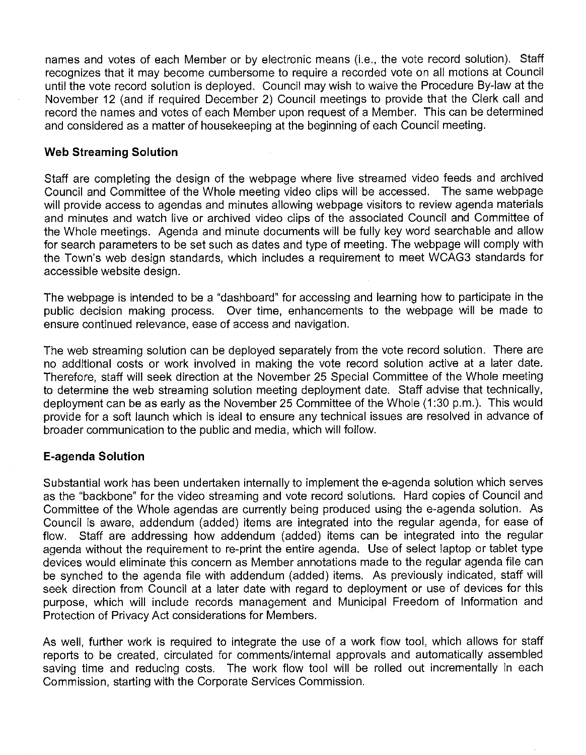names and votes of each Member or by electronic means (i.e., the vote record solution). Staff recognizes that it may become cumbersome to require a recorded vote on all motions at Council until the vote record solution is deployed. Council may wish to waive the Procedure By-law at the November 12 (and if required December 2) Council meetings to provide that the Clerk call and record the names and votes of each Member upon request of a Member. This can be determined and considered as a matter of housekeeping at the beginning of each Council meeting.

**Web Streaming Solution**

Staff are completing the design of the webpage where live streamed video feeds and archived Council and Committee of the Whole meeting video clips will be accessed. The same webpage will provide access to agendas and minutes allowing webpage visitors to review agenda materials and minutes and watch live or archived video clips of the associated Council and Committee of the Whole meetings. Agenda and minute documents will be fully key word searchable and allow for search parameters to be set such as dates and type of meeting. The webpage will comply with the Town's web design standards, which includes a requirement to meet WCAG3 standards for accessible website design.

The webpage is intended to be a "dashboard" for accessing and learning how to participate in the public decision making process. Over time, enhancements to the webpage will be made to ensure continued relevance, ease of access and navigation.

The web streaming solution can be deployed separately from the vote record solution. There are no additional costs or work involved in making the vote record solution active at a later date. Therefore, staff will seek direction at the November 25 Special Committee of the Whole meeting to determine the web streaming solution meeting deployment date. Staff advise that technically, deployment can be as early as the November 25 Committee of the Whole (1:30 p.m.). This would provide for a soft launch which is ideal to ensure any technical issues are resolved in advance of broader communication to the public and media, which will follow.

**E-agenda Solution**

Substantial work has been undertaken internally to implement the e-agenda solution which serves as the "backbone" for the video streaming and vote record solutions. Hard copies of Council and Committee of the Whole agendas are currently being produced using the e-agenda solution. As Council is aware, addendum (added) items are integrated into the regular agenda, for ease of flow. Staff are addressing how addendum (added) items can be integrated into the regular agenda without the requirement to re-print the entire agenda. Use of select laptop or tablet type devices would eliminate this concern as Member annotations made to the regular agenda file can be synched to the agenda file with addendum (added) items. As previously indicated, staff will seek direction from Council at a later date with regard to deployment or use of devices for this purpose, which will include records management and Municipal Freedom of Information and Protection of Privacy Act considerations for Members.

As well, further work is required to integrate the use of a work flow tool, which allows for staff reports to be created, circulated for comments/internal approvals and automatically assembled saving time and reducing costs. The work flow tool will be rolled out incrementally in each Commission, starting with the Corporate Services Commission.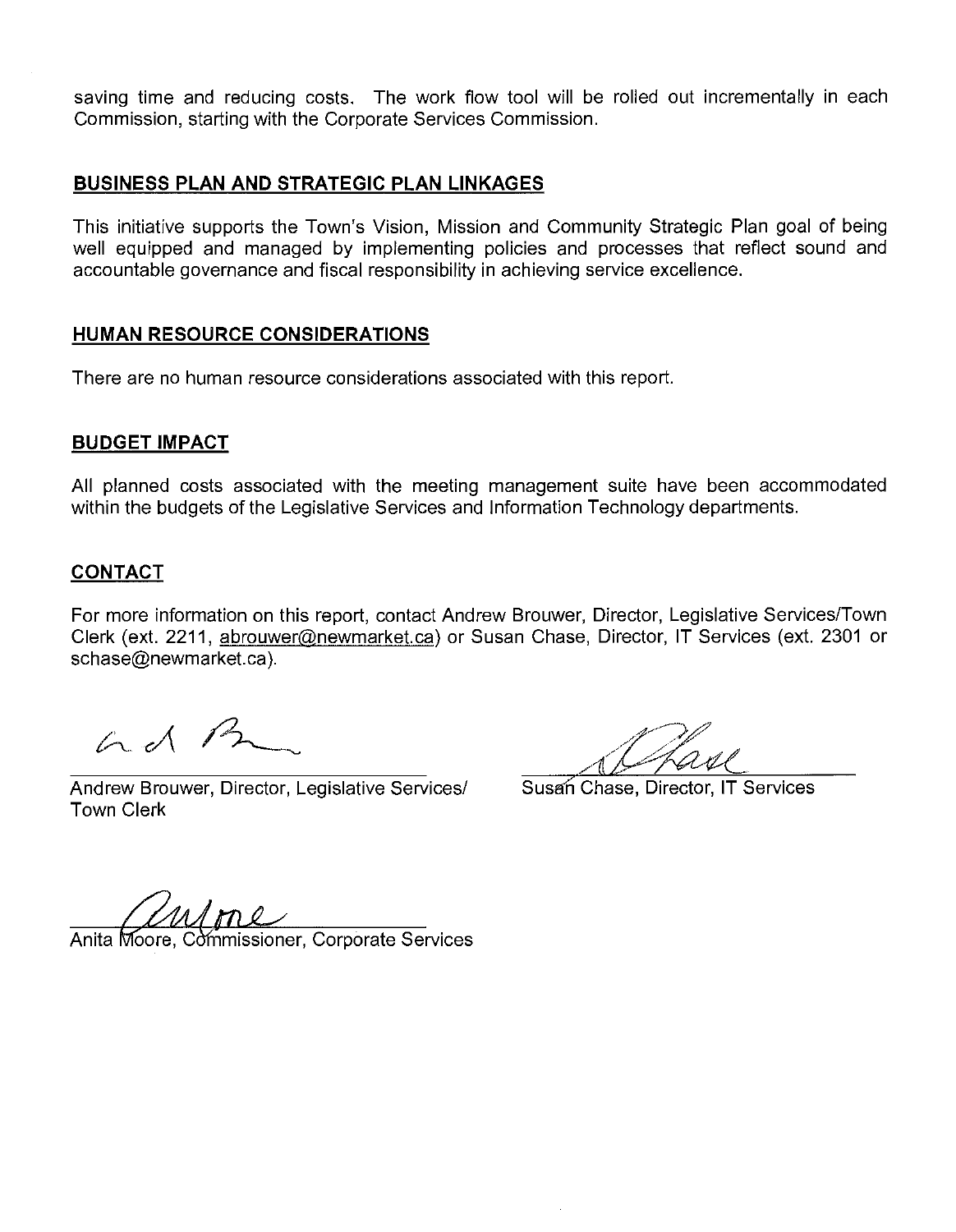saving time and reducing costs. The work flow tool will be rolled out incrementally in each Commission, starting with the Corporate Services Commission.

## BUSINESS PLAN AND STRATEGIC PLAN LINKAGES

This initiative supports the Town's Vision, Mission and Community Strategic Plan goal of being well equipped and managed by implementing policies and processes that reflect sound and accountable governance and fiscal responsibility in achieving service excellence.

## HUMAN RESOURCE CONSIDERATIONS

There are no human resource considerations associated with this report.

## BUDGET IMPACT

All planned costs associated with the meeting management suite have been accommodated within the budgets of the Legislative Services and Information Technology departments.

## CONTACT

For more information on this report, contact Andrew Brouwer, Director, Legislative Services/Town Clerk (ext. 2211, abrouwer@newmarket.ca) or Susan Chase, Director, IT Services (ext. 2301 or schase@newmarket.ca).

Andrew Brouwer, Director, Legislative Services/ Town Clerk

Susan Chase, Director, IT Services

Anita Moore, Commissioner, Corporate Services